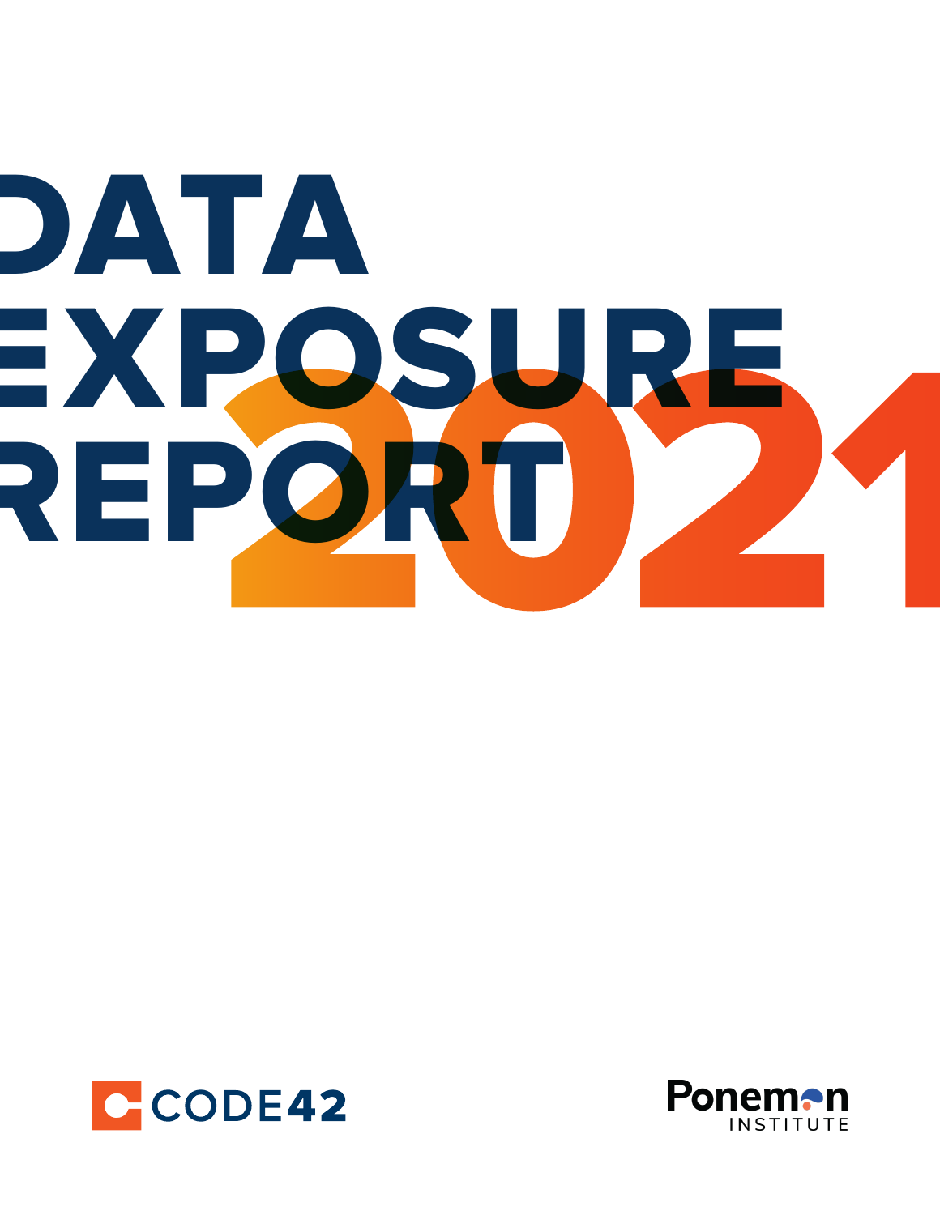# DATA EXPOSURE REPORT 2021

CODE42

Ponemon INSTITUTE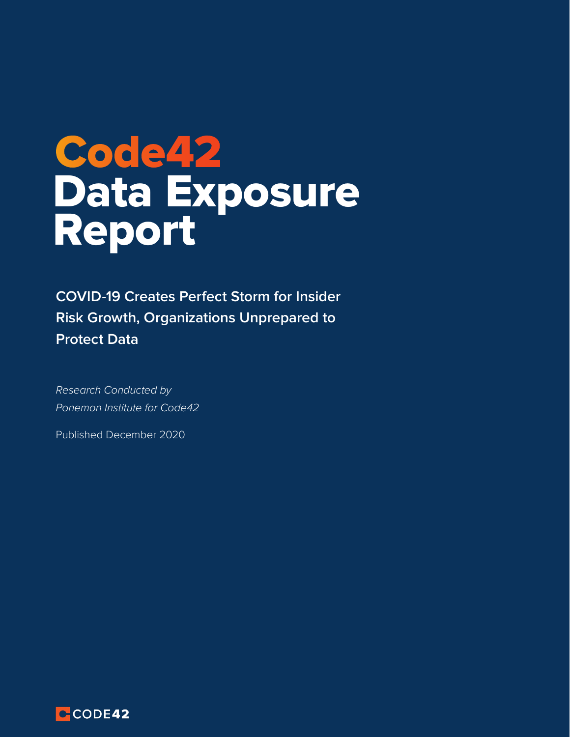# Code42 Data Exposure Report

**COVID-19 Creates Perfect Storm for Insider Risk Growth, Organizations Unprepared to Protect Data**

*Research Conducted by*
*Ponemon Institute for Code42*

Published December 2020

CODE42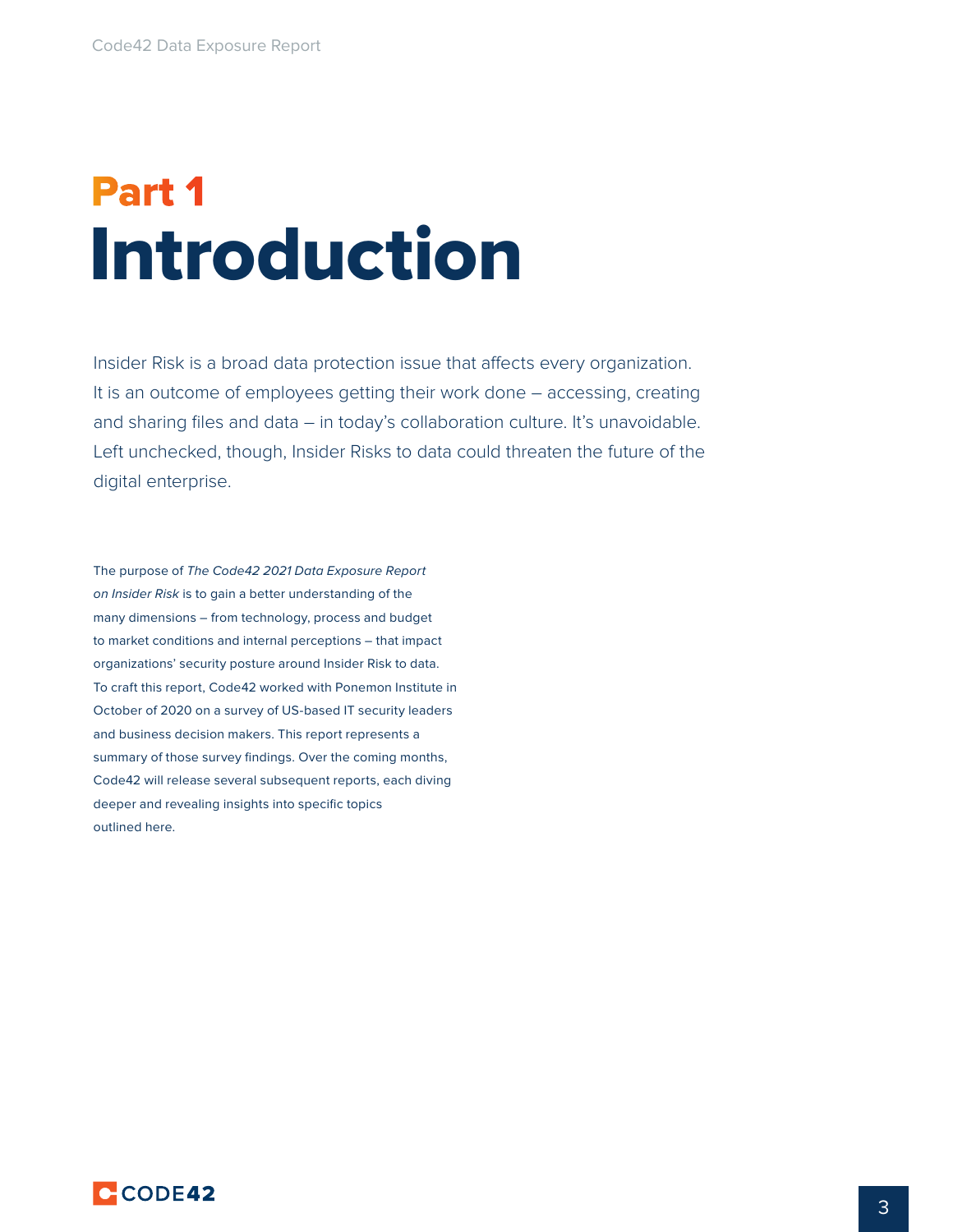# Part 1
# Introduction

Insider Risk is a broad data protection issue that affects every organization. It is an outcome of employees getting their work done – accessing, creating and sharing files and data – in today's collaboration culture. It's unavoidable. Left unchecked, though, Insider Risks to data could threaten the future of the digital enterprise.

The purpose of *The Code42 2021 Data Exposure Report on Insider Risk* is to gain a better understanding of the many dimensions – from technology, process and budget to market conditions and internal perceptions – that impact organizations' security posture around Insider Risk to data. To craft this report, Code42 worked with Ponemon Institute in October of 2020 on a survey of US-based IT security leaders and business decision makers. This report represents a summary of those survey findings. Over the coming months, Code42 will release several subsequent reports, each diving deeper and revealing insights into specific topics outlined here.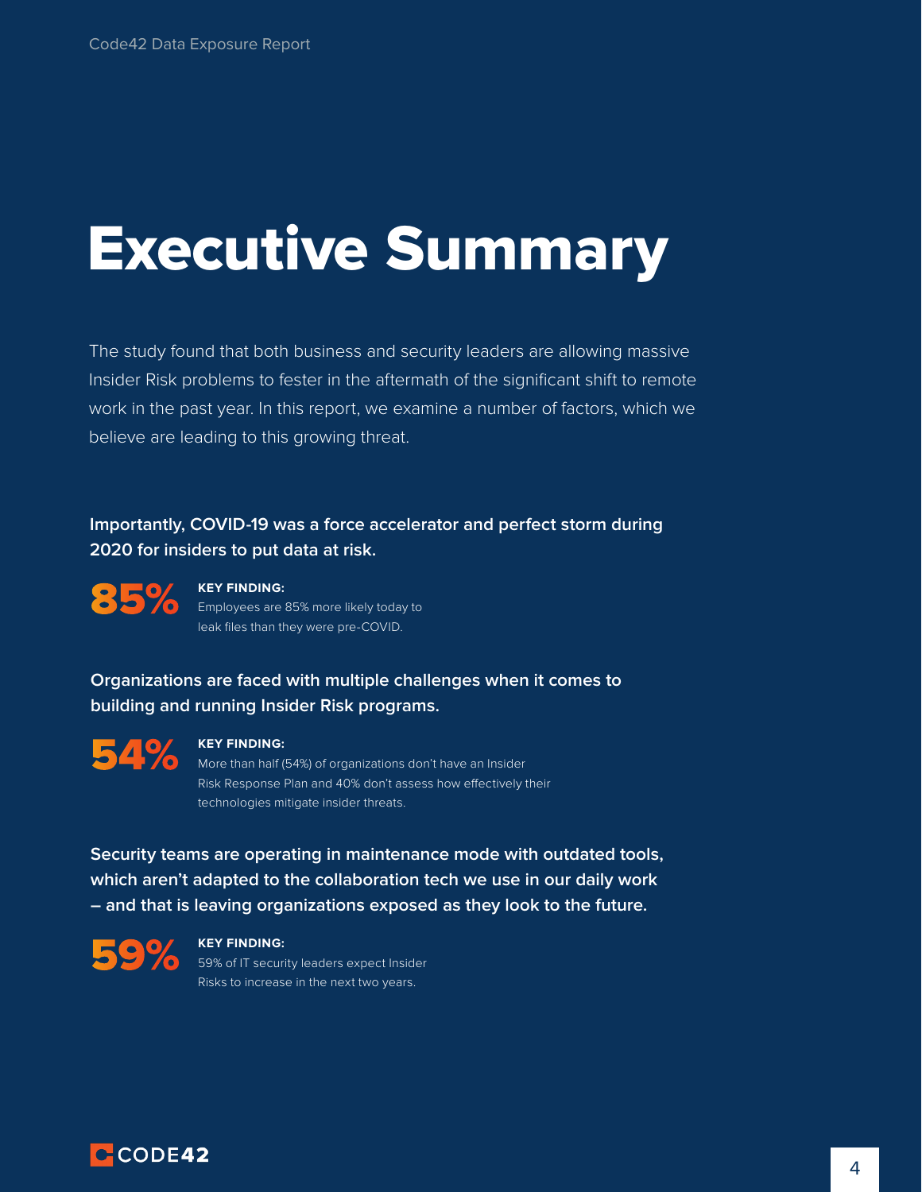# Executive Summary

The study found that both business and security leaders are allowing massive Insider Risk problems to fester in the aftermath of the significant shift to remote work in the past year. In this report, we examine a number of factors, which we believe are leading to this growing threat.

**Importantly, COVID-19 was a force accelerator and perfect storm during 2020 for insiders to put data at risk.**

**85%**

**KEY FINDING:**
Employees are 85% more likely today to leak files than they were pre-COVID.

**Organizations are faced with multiple challenges when it comes to building and running Insider Risk programs.**

**54%**

**KEY FINDING:**
More than half (54%) of organizations don't have an Insider Risk Response Plan and 40% don't assess how effectively their technologies mitigate insider threats.

**Security teams are operating in maintenance mode with outdated tools, which aren't adapted to the collaboration tech we use in our daily work – and that is leaving organizations exposed as they look to the future.**

**59%**

**KEY FINDING:**
59% of IT security leaders expect Insider Risks to increase in the next two years.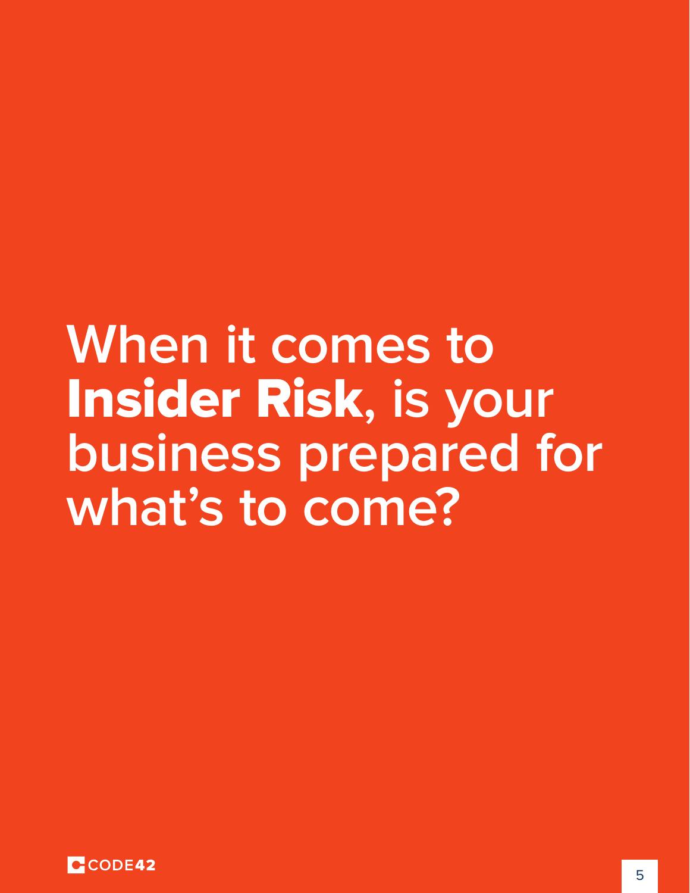# When it comes to **Insider Risk**, is your business prepared for what's to come?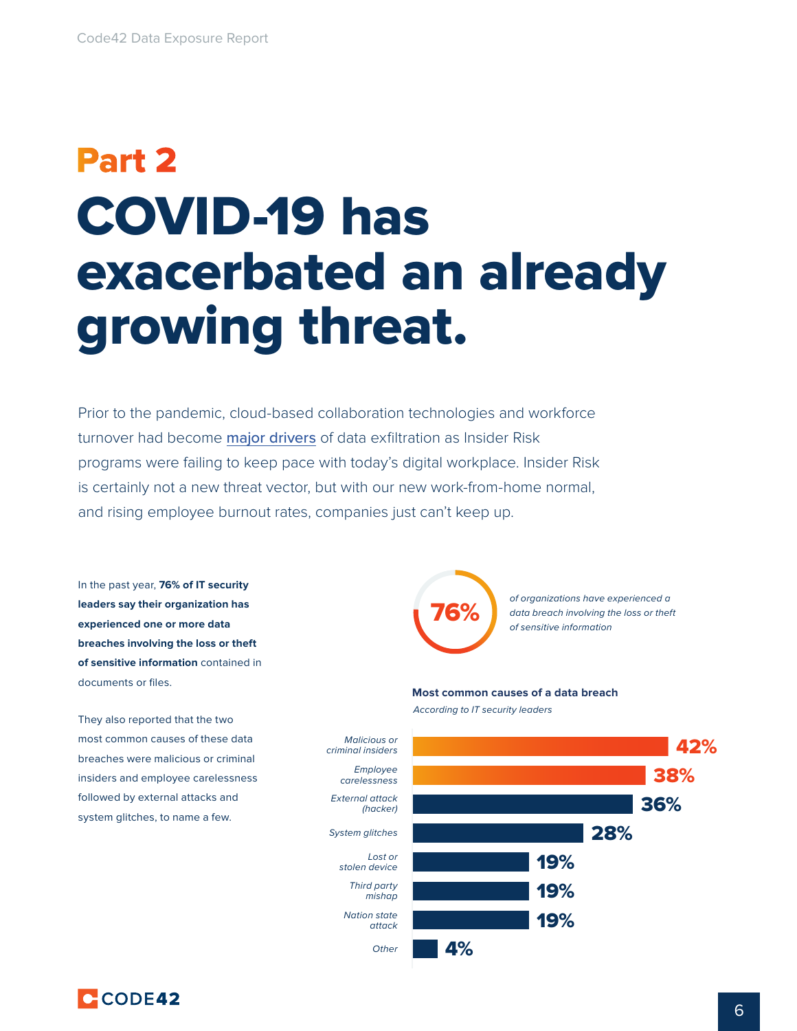## Part 2

# COVID-19 has exacerbated an already growing threat.

Prior to the pandemic, cloud-based collaboration technologies and workforce turnover had become major drivers of data exfiltration as Insider Risk programs were failing to keep pace with today's digital workplace. Insider Risk is certainly not a new threat vector, but with our new work-from-home normal, and rising employee burnout rates, companies just can't keep up.

In the past year, **76% of IT security leaders say their organization has experienced one or more data breaches involving the loss or theft of sensitive information** contained in documents or files.

They also reported that the two most common causes of these data breaches were malicious or criminal insiders and employee carelessness followed by external attacks and system glitches, to name a few.

**76%** *of organizations have experienced a data breach involving the loss or theft of sensitive information*

**Most common causes of a data breach**

*According to IT security leaders*

| Cause | Percentage |
| --- | --- |
| Malicious or criminal insiders | 42% |
| Employee carelessness | 38% |
| External attack (hacker) | 36% |
| System glitches | 28% |
| Lost or stolen device | 19% |
| Third party mishap | 19% |
| Nation state attack | 19% |
| Other | 4% |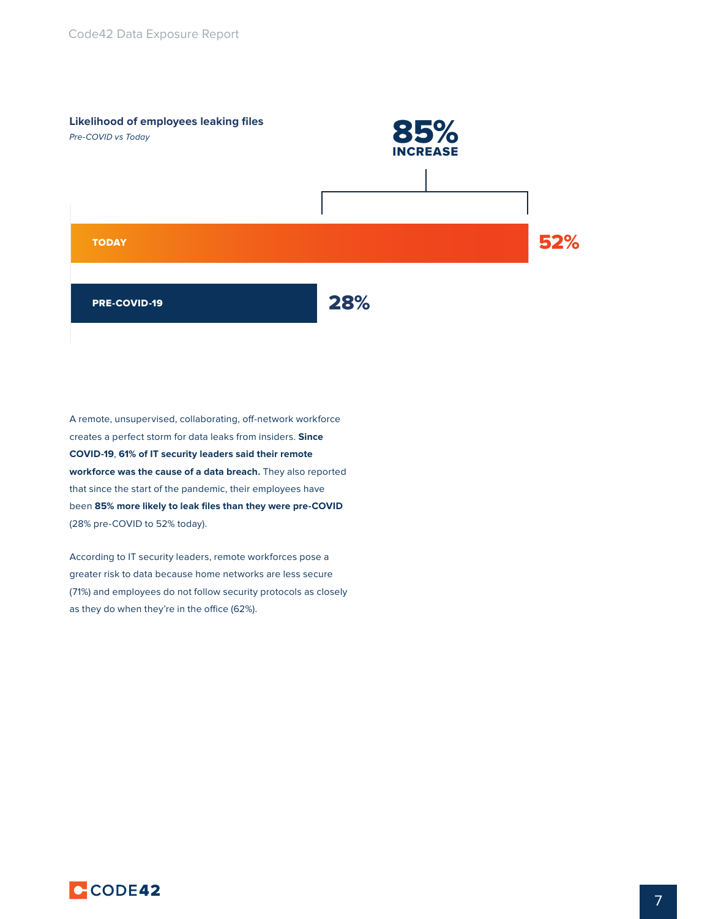**Likelihood of employees leaking files**

*Pre-COVID vs Today*

**85% INCREASE**

| | |
|---|---|
| TODAY | 52% |
| PRE-COVID-19 | 28% |

A remote, unsupervised, collaborating, off-network workforce creates a perfect storm for data leaks from insiders. **Since COVID-19**, **61% of IT security leaders said their remote workforce was the cause of a data breach.** They also reported that since the start of the pandemic, their employees have been **85% more likely to leak files than they were pre-COVID** (28% pre-COVID to 52% today).

According to IT security leaders, remote workforces pose a greater risk to data because home networks are less secure (71%) and employees do not follow security protocols as closely as they do when they're in the office (62%).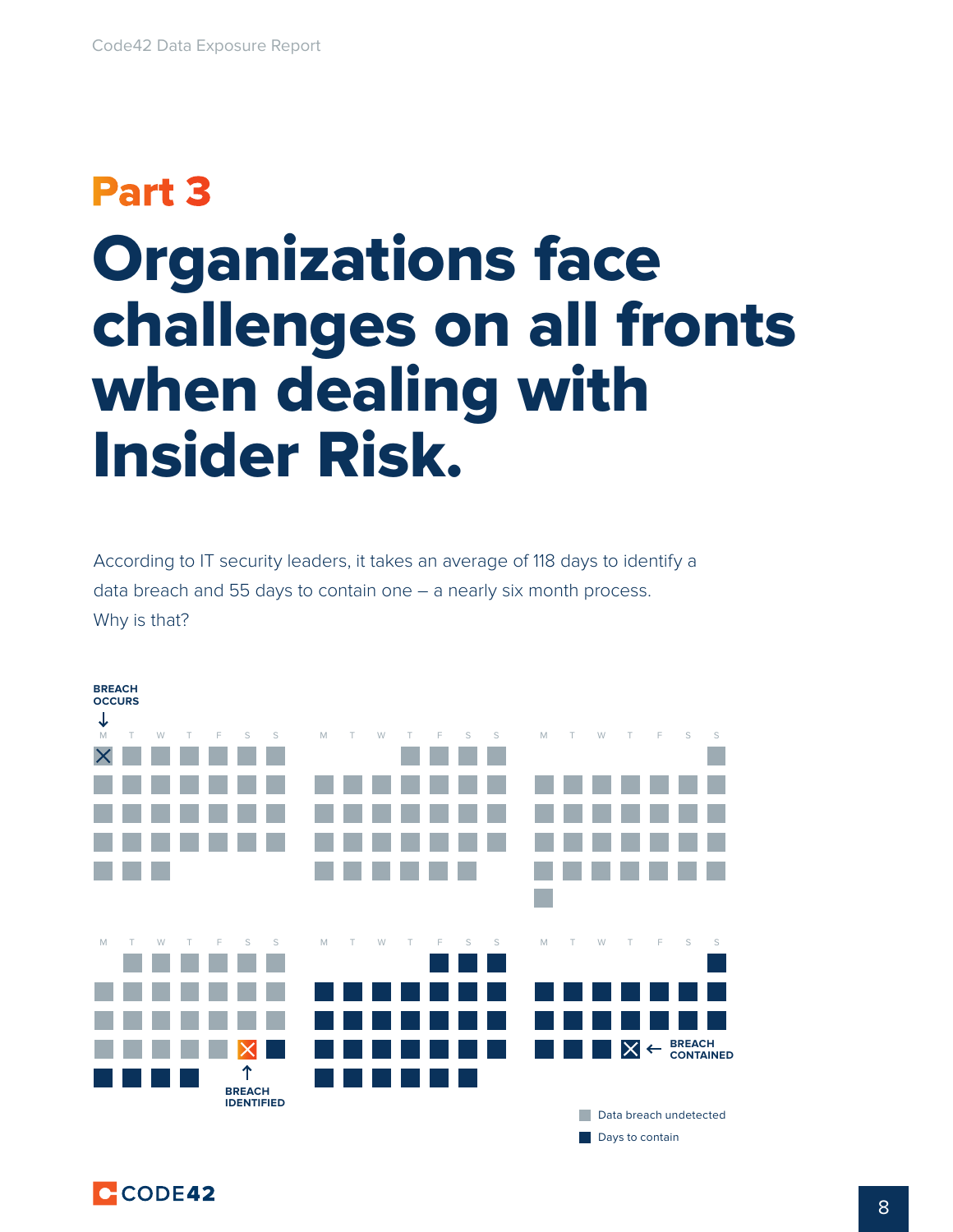## Part 3

# Organizations face challenges on all fronts when dealing with Insider Risk.

According to IT security leaders, it takes an average of 118 days to identify a data breach and 55 days to contain one – a nearly six month process. Why is that?

BREACH OCCURS

BREACH IDENTIFIED

BREACH CONTAINED

Data breach undetected

Days to contain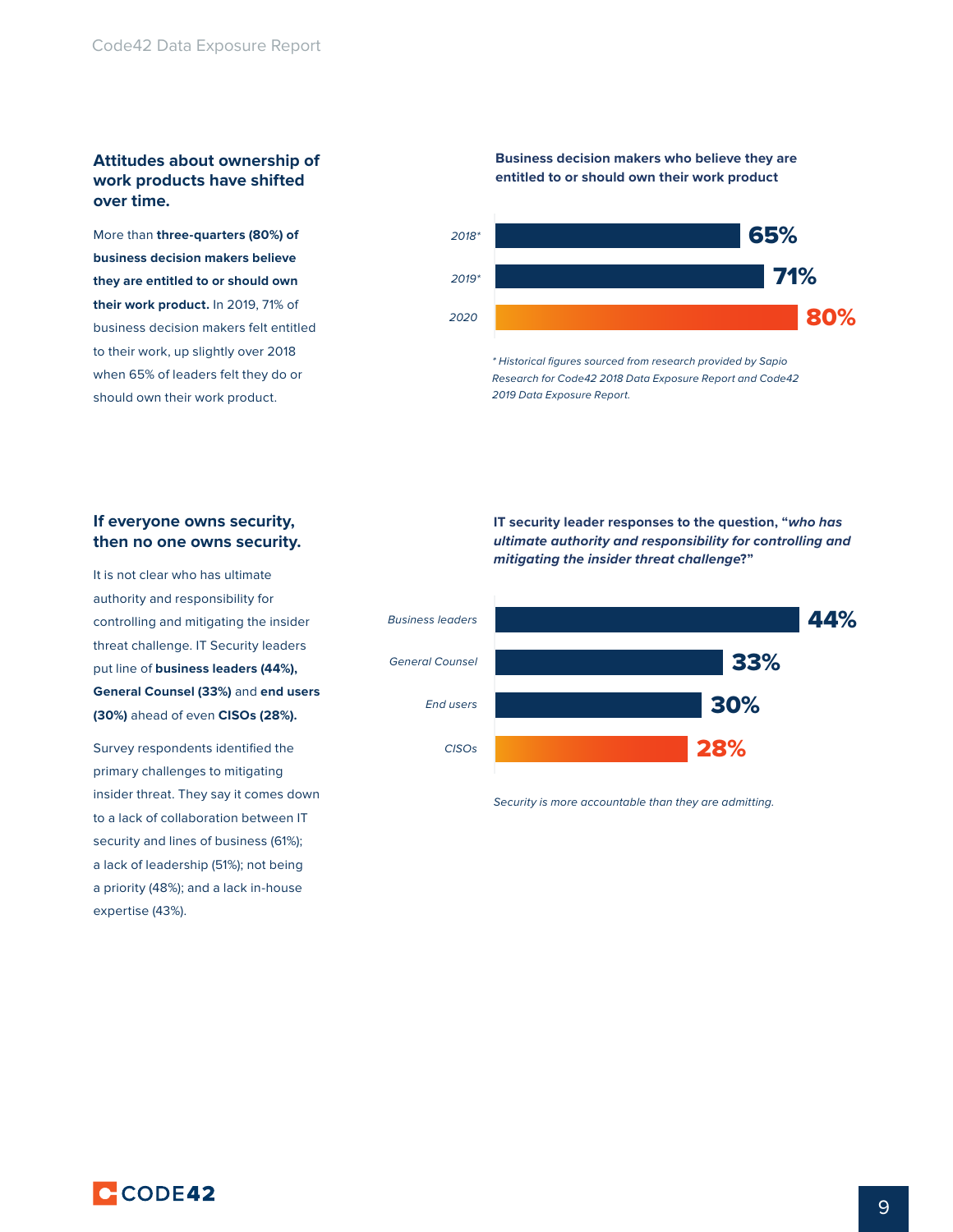## Attitudes about ownership of work products have shifted over time.

More than **three-quarters (80%) of business decision makers believe they are entitled to or should own their work product.** In 2019, 71% of business decision makers felt entitled to their work, up slightly over 2018 when 65% of leaders felt they do or should own their work product.

**Business decision makers who believe they are entitled to or should own their work product**

| Year | Percentage |
|---|---|
| 2018* | 65% |
| 2019* | 71% |
| 2020 | 80% |

*\* Historical figures sourced from research provided by Sapio Research for Code42 2018 Data Exposure Report and Code42 2019 Data Exposure Report.*

## If everyone owns security, then no one owns security.

It is not clear who has ultimate authority and responsibility for controlling and mitigating the insider threat challenge. IT Security leaders put line of **business leaders (44%), General Counsel (33%)** and **end users (30%)** ahead of even **CISOs (28%).**

Survey respondents identified the primary challenges to mitigating insider threat. They say it comes down to a lack of collaboration between IT security and lines of business (61%); a lack of leadership (51%); not being a priority (48%); and a lack in-house expertise (43%).

**IT security leader responses to the question, "*who has ultimate authority and responsibility for controlling and mitigating the insider threat challenge*?"**

| Response | Percentage |
|---|---|
| Business leaders | 44% |
| General Counsel | 33% |
| End users | 30% |
| CISOs | 28% |

*Security is more accountable than they are admitting.*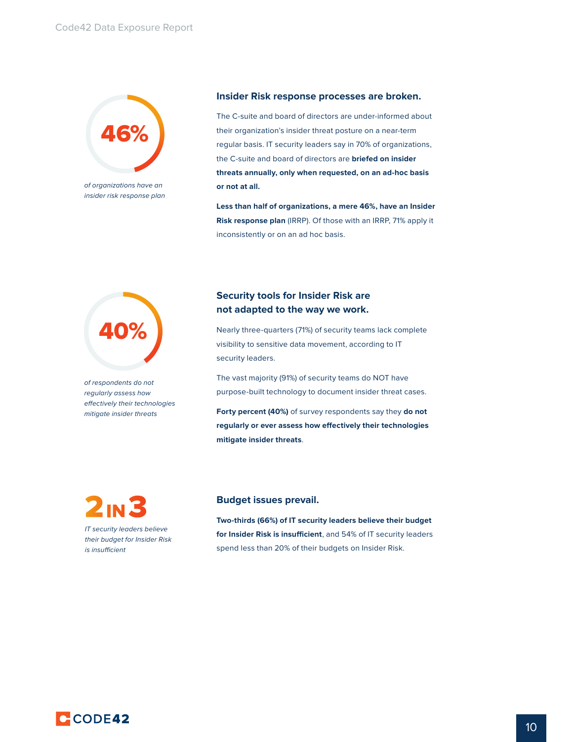**46%**

*of organizations have an insider risk response plan*

### Insider Risk response processes are broken.

The C-suite and board of directors are under-informed about their organization's insider threat posture on a near-term regular basis. IT security leaders say in 70% of organizations, the C-suite and board of directors are **briefed on insider threats annually, only when requested, on an ad-hoc basis or not at all.**

**Less than half of organizations, a mere 46%, have an Insider Risk response plan** (IRRP). Of those with an IRRP, 71% apply it inconsistently or on an ad hoc basis.

**40%**

*of respondents do not regularly assess how effectively their technologies mitigate insider threats*

### Security tools for Insider Risk are not adapted to the way we work.

Nearly three-quarters (71%) of security teams lack complete visibility to sensitive data movement, according to IT security leaders.

The vast majority (91%) of security teams do NOT have purpose-built technology to document insider threat cases.

**Forty percent (40%)** of survey respondents say they **do not regularly or ever assess how effectively their technologies mitigate insider threats**.

**2 IN 3**

*IT security leaders believe their budget for Insider Risk is insufficient*

### Budget issues prevail.

**Two-thirds (66%) of IT security leaders believe their budget for Insider Risk is insufficient**, and 54% of IT security leaders spend less than 20% of their budgets on Insider Risk.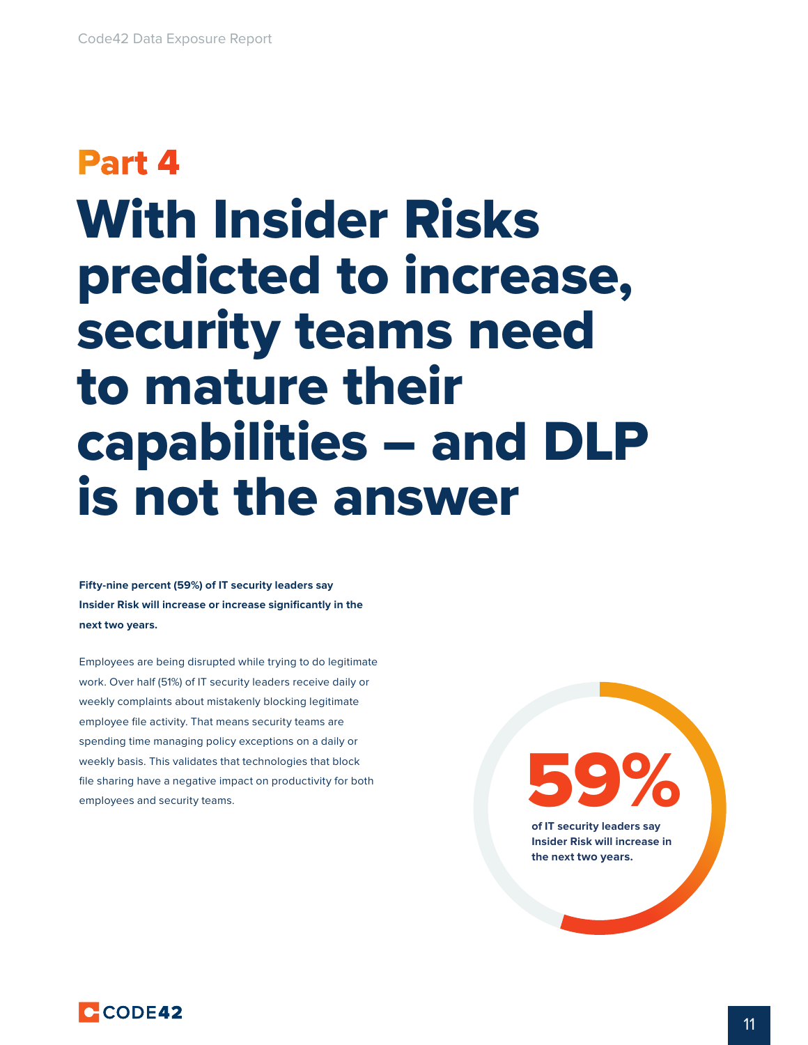## Part 4

# With Insider Risks predicted to increase, security teams need to mature their capabilities – and DLP is not the answer

**Fifty-nine percent (59%) of IT security leaders say Insider Risk will increase or increase significantly in the next two years.**

Employees are being disrupted while trying to do legitimate work. Over half (51%) of IT security leaders receive daily or weekly complaints about mistakenly blocking legitimate employee file activity. That means security teams are spending time managing policy exceptions on a daily or weekly basis. This validates that technologies that block file sharing have a negative impact on productivity for both employees and security teams.

**59%**

**of IT security leaders say Insider Risk will increase in the next two years.**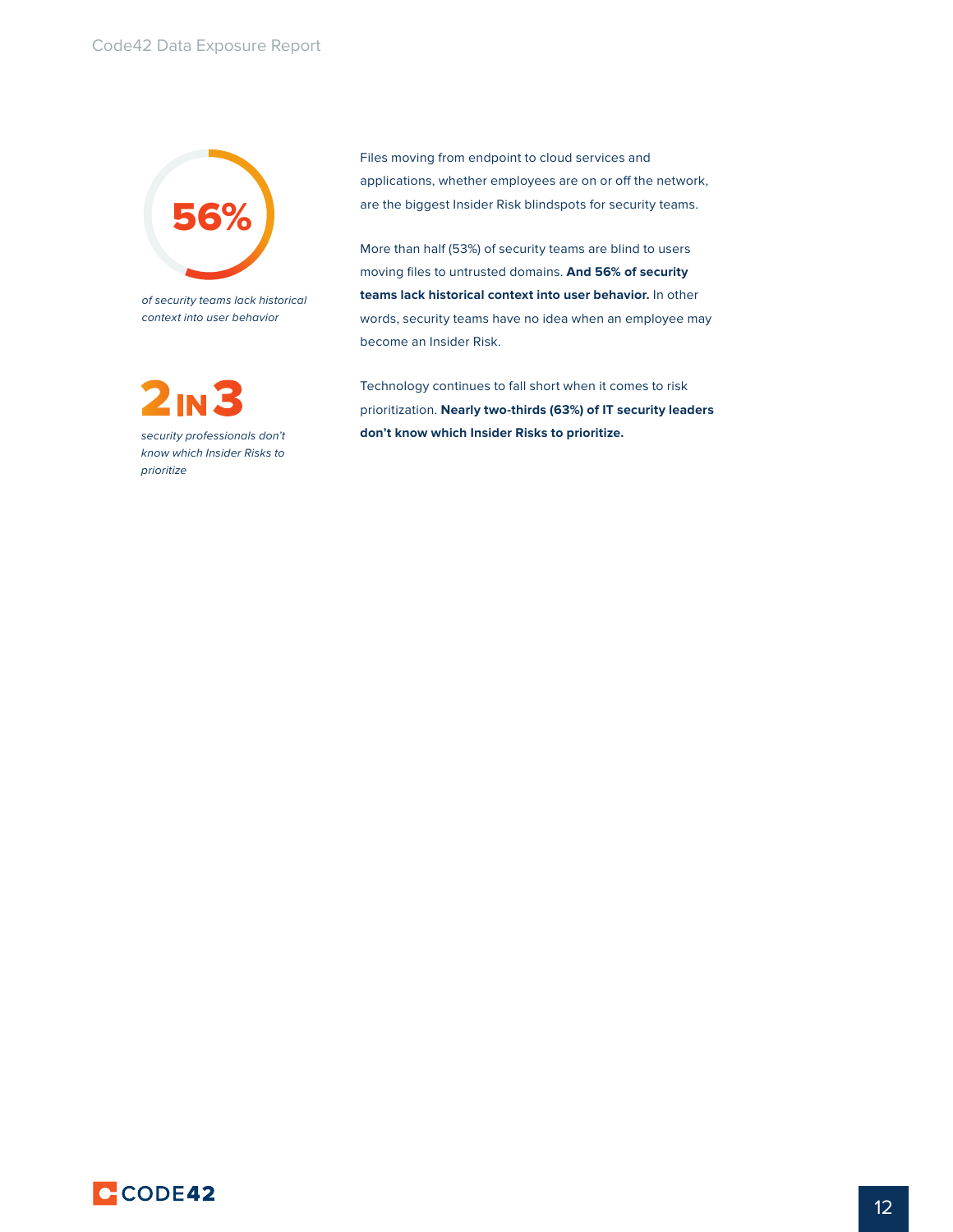**56%**

*of security teams lack historical context into user behavior*

**2 IN 3**

*security professionals don't know which Insider Risks to prioritize*

Files moving from endpoint to cloud services and applications, whether employees are on or off the network, are the biggest Insider Risk blindspots for security teams.

More than half (53%) of security teams are blind to users moving files to untrusted domains. **And 56% of security teams lack historical context into user behavior.** In other words, security teams have no idea when an employee may become an Insider Risk.

Technology continues to fall short when it comes to risk prioritization. **Nearly two-thirds (63%) of IT security leaders don't know which Insider Risks to prioritize.**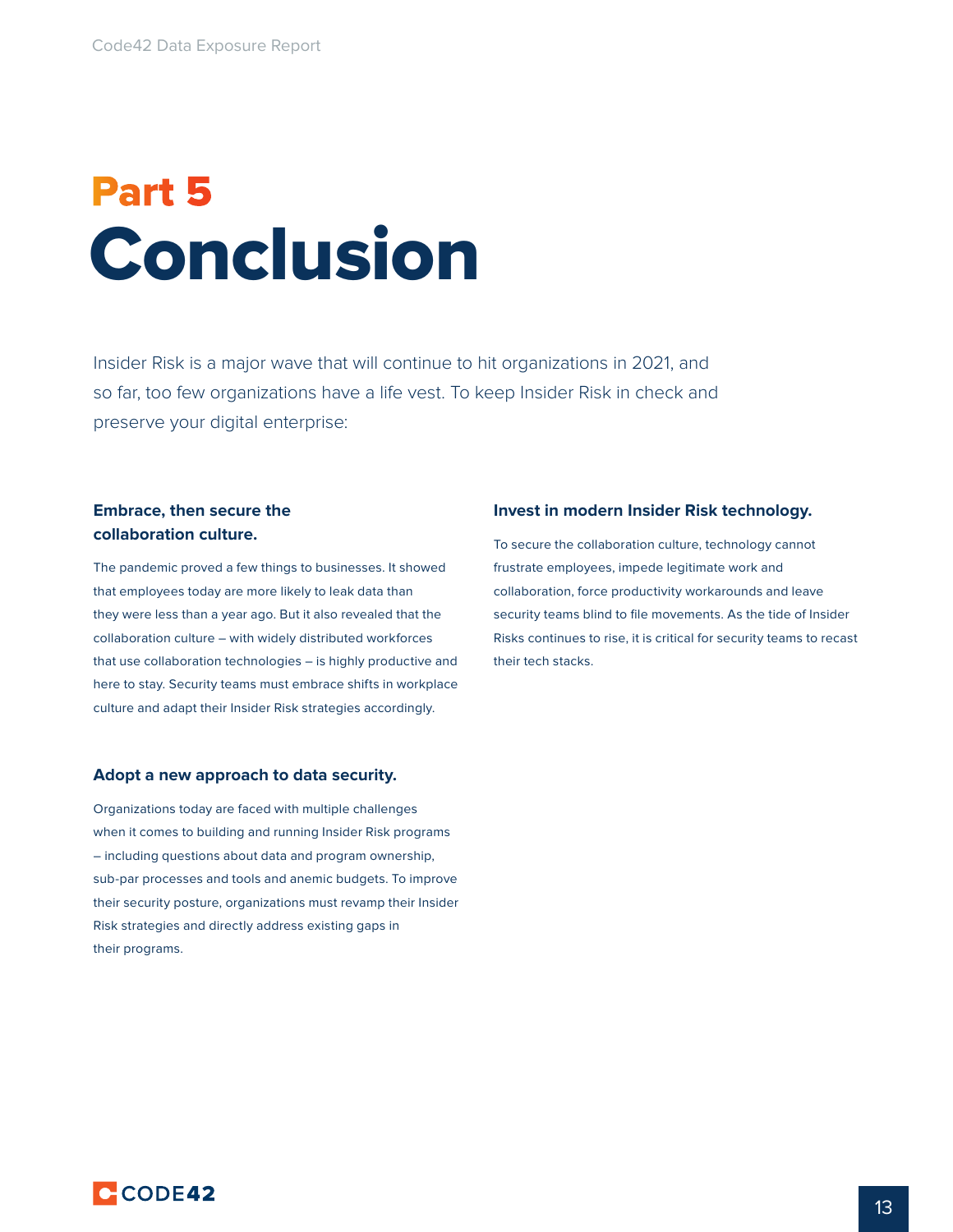# Part 5
# Conclusion

Insider Risk is a major wave that will continue to hit organizations in 2021, and so far, too few organizations have a life vest. To keep Insider Risk in check and preserve your digital enterprise:

### Embrace, then secure the collaboration culture.

The pandemic proved a few things to businesses. It showed that employees today are more likely to leak data than they were less than a year ago. But it also revealed that the collaboration culture – with widely distributed workforces that use collaboration technologies – is highly productive and here to stay. Security teams must embrace shifts in workplace culture and adapt their Insider Risk strategies accordingly.

### Adopt a new approach to data security.

Organizations today are faced with multiple challenges when it comes to building and running Insider Risk programs – including questions about data and program ownership, sub-par processes and tools and anemic budgets. To improve their security posture, organizations must revamp their Insider Risk strategies and directly address existing gaps in their programs.

### Invest in modern Insider Risk technology.

To secure the collaboration culture, technology cannot frustrate employees, impede legitimate work and collaboration, force productivity workarounds and leave security teams blind to file movements. As the tide of Insider Risks continues to rise, it is critical for security teams to recast their tech stacks.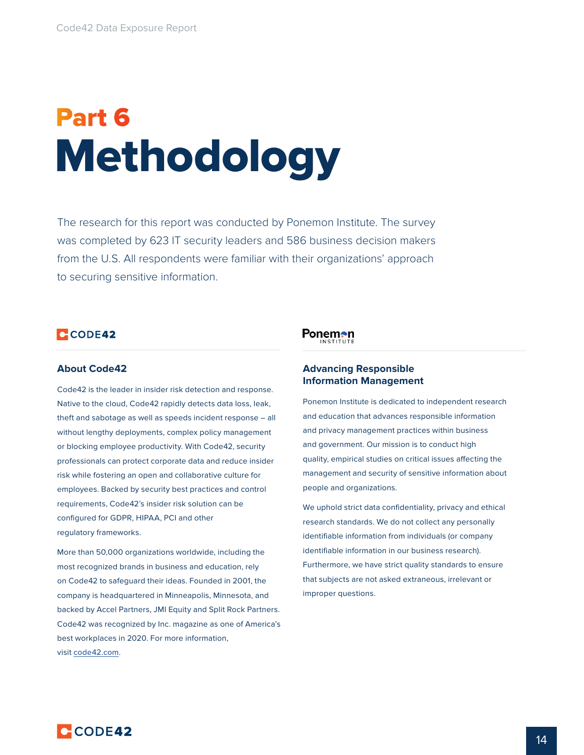# Part 6

# Methodology

The research for this report was conducted by Ponemon Institute. The survey was completed by 623 IT security leaders and 586 business decision makers from the U.S. All respondents were familiar with their organizations' approach to securing sensitive information.

CODE42

### About Code42

Code42 is the leader in insider risk detection and response. Native to the cloud, Code42 rapidly detects data loss, leak, theft and sabotage as well as speeds incident response – all without lengthy deployments, complex policy management or blocking employee productivity. With Code42, security professionals can protect corporate data and reduce insider risk while fostering an open and collaborative culture for employees. Backed by security best practices and control requirements, Code42's insider risk solution can be configured for GDPR, HIPAA, PCI and other regulatory frameworks.

More than 50,000 organizations worldwide, including the most recognized brands in business and education, rely on Code42 to safeguard their ideas. Founded in 2001, the company is headquartered in Minneapolis, Minnesota, and backed by Accel Partners, JMI Equity and Split Rock Partners. Code42 was recognized by Inc. magazine as one of America's best workplaces in 2020. For more information, visit code42.com.

Ponemon INSTITUTE

### Advancing Responsible Information Management

Ponemon Institute is dedicated to independent research and education that advances responsible information and privacy management practices within business and government. Our mission is to conduct high quality, empirical studies on critical issues affecting the management and security of sensitive information about people and organizations.

We uphold strict data confidentiality, privacy and ethical research standards. We do not collect any personally identifiable information from individuals (or company identifiable information in our business research). Furthermore, we have strict quality standards to ensure that subjects are not asked extraneous, irrelevant or improper questions.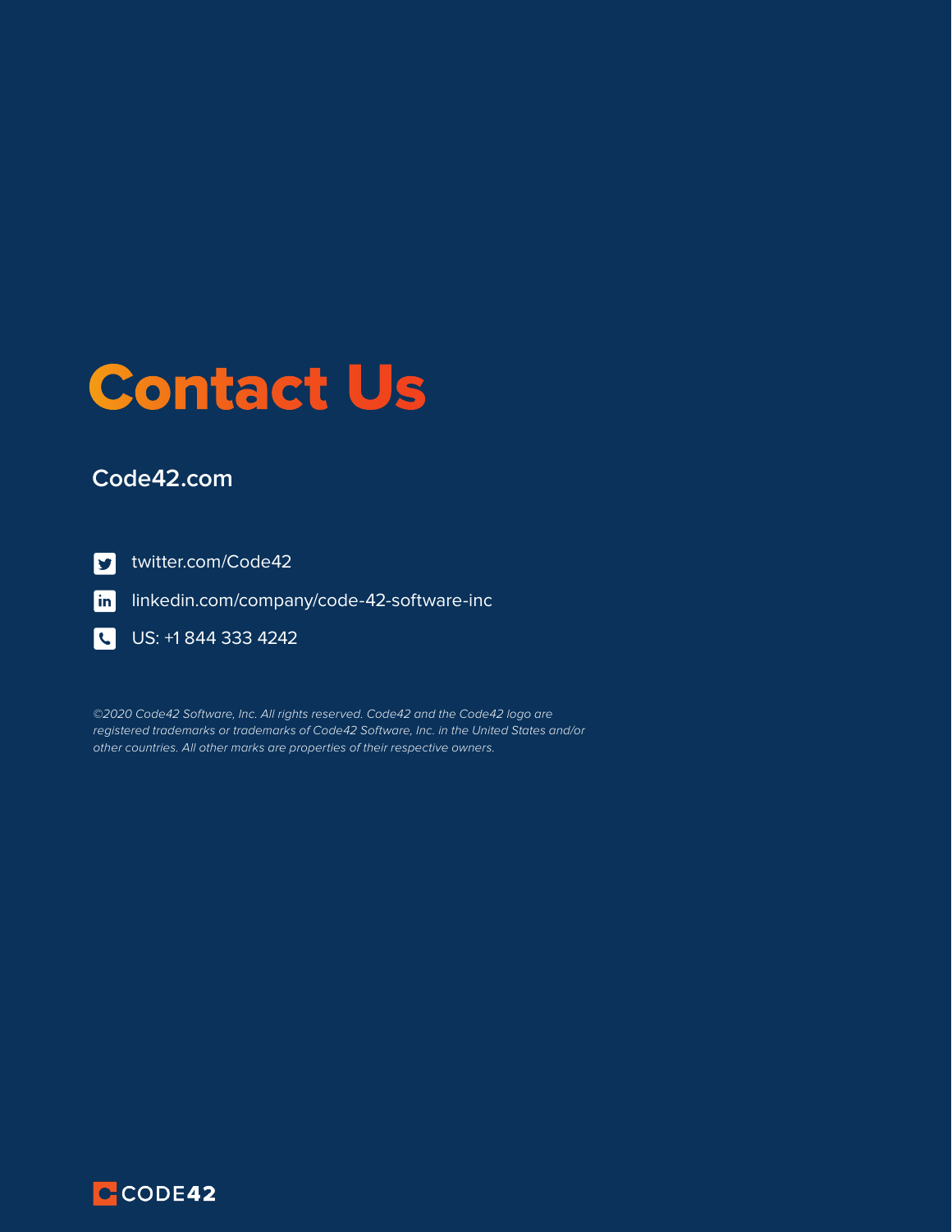# Contact Us

**Code42.com**

twitter.com/Code42

linkedin.com/company/code-42-software-inc

US: +1 844 333 4242

*©2020 Code42 Software, Inc. All rights reserved. Code42 and the Code42 logo are registered trademarks or trademarks of Code42 Software, Inc. in the United States and/or other countries. All other marks are properties of their respective owners.*

CODE42